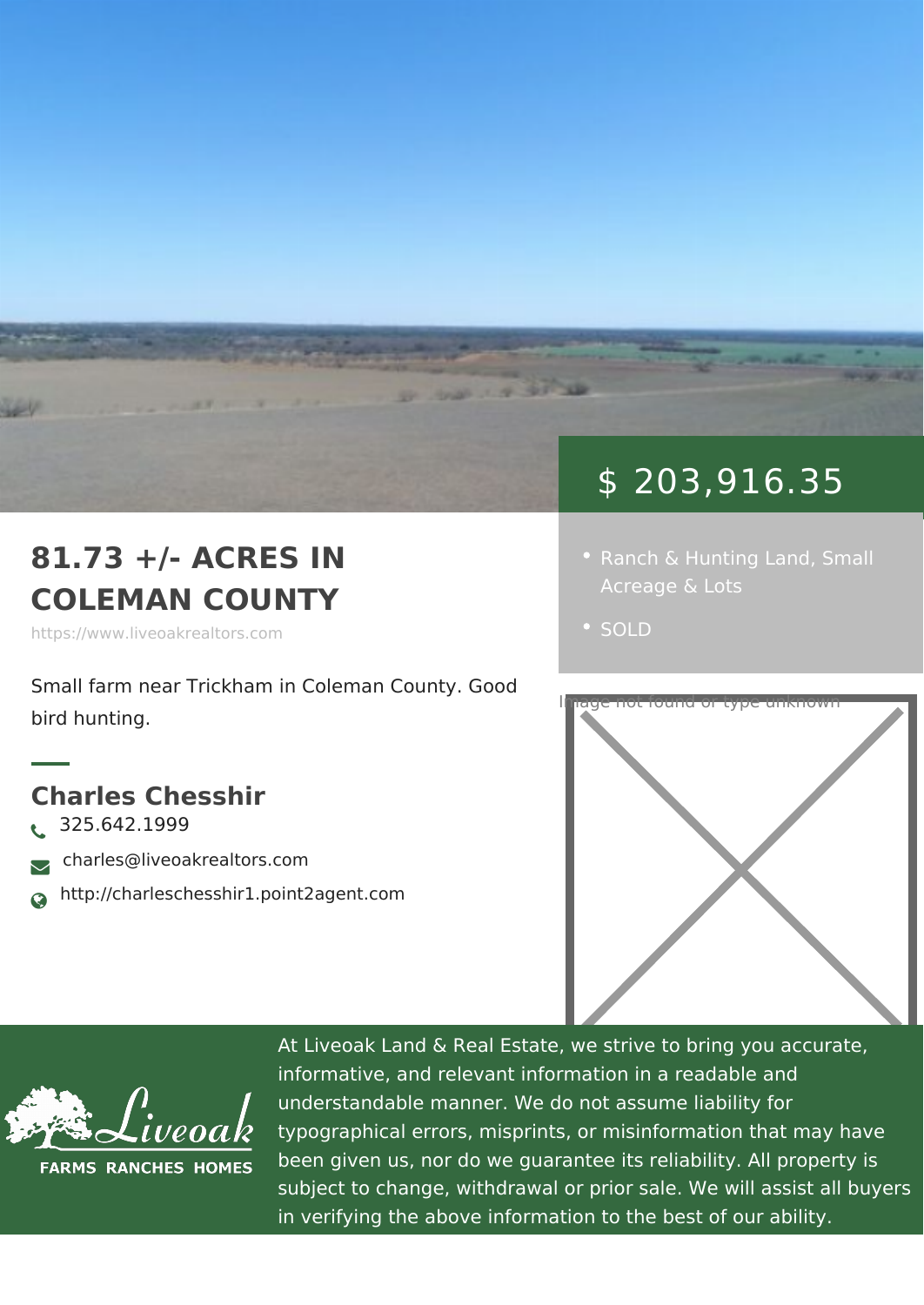# 81.73 +/- ACRES IN COLEMAN COUNTY

https://www.liveoakrealtors.com

$ 203,916.35

- Ranch & Hunting Land, Small Acreage & Lots
- SOLD

Small farm near Trickham in Coleman County. Good bird hunting.

## Charles Chesshir

325.642.1999

charles@liveoakrealtors.com

http://charleschesshir1.point2agent.com

Image not found or type unknown

Liveoak FARMS RANCHES HOMES

At Liveoak Land & Real Estate, we strive to bring you accurate, informative, and relevant information in a readable and understandable manner. We do not assume liability for typographical errors, misprints, or misinformation that may have been given us, nor do we guarantee its reliability. All property is subject to change, withdrawal or prior sale. We will assist all buyers in verifying the above information to the best of our ability.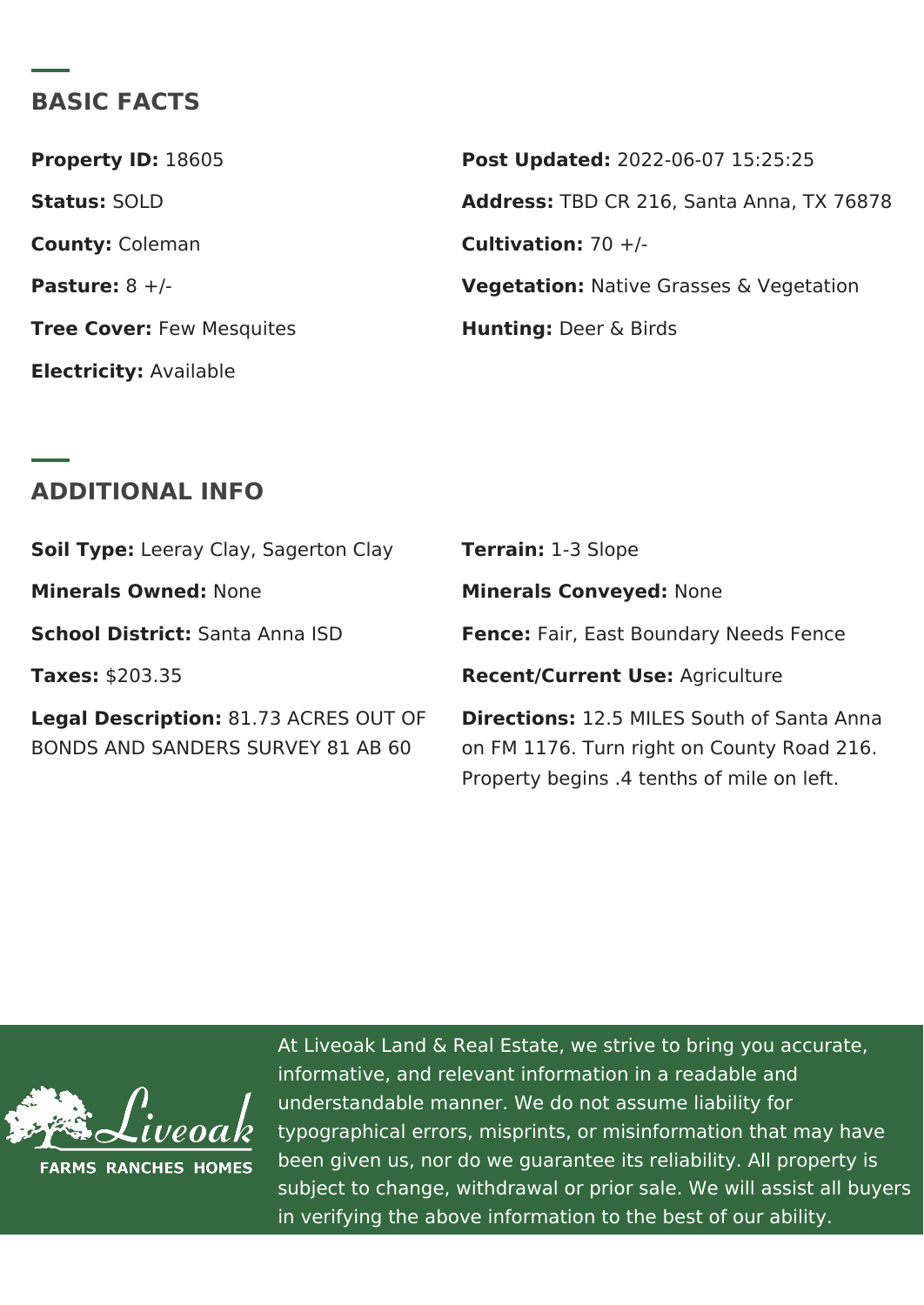## BASIC FACTS

**Property ID:** 18605

**Post Updated:** 2022-06-07 15:25:25

**Status:** SOLD

**Address:** TBD CR 216, Santa Anna, TX 76878

**County:** Coleman

**Cultivation:** 70 +/-

**Pasture:** 8 +/-

**Vegetation:** Native Grasses & Vegetation

**Tree Cover:** Few Mesquites

**Hunting:** Deer & Birds

**Electricity:** Available

## ADDITIONAL INFO

**Soil Type:** Leeray Clay, Sagerton Clay

**Terrain:** 1-3 Slope

**Minerals Owned:** None

**Minerals Conveyed:** None

**School District:** Santa Anna ISD

**Fence:** Fair, East Boundary Needs Fence

**Taxes:** $203.35

**Recent/Current Use:** Agriculture

**Legal Description:** 81.73 ACRES OUT OF BONDS AND SANDERS SURVEY 81 AB 60

**Directions:** 12.5 MILES South of Santa Anna on FM 1176. Turn right on County Road 216. Property begins .4 tenths of mile on left.

Liveoak FARMS RANCHES HOMES

At Liveoak Land & Real Estate, we strive to bring you accurate, informative, and relevant information in a readable and understandable manner. We do not assume liability for typographical errors, misprints, or misinformation that may have been given us, nor do we guarantee its reliability. All property is subject to change, withdrawal or prior sale. We will assist all buyers in verifying the above information to the best of our ability.